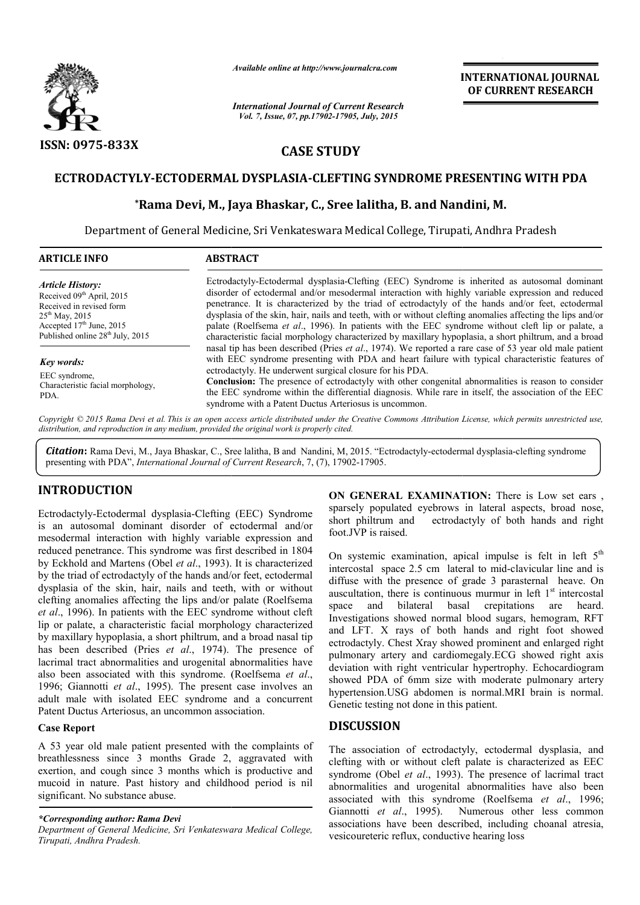*Available online at http://www.journalcra.com*

*International Journal of Current Research*
*Vol. 7, Issue, 07, pp.17902-17905, July, 2015*

**INTERNATIONAL JOURNAL OF CURRENT RESEARCH**

**ISSN: 0975-833X**

## CASE STUDY

# ECTRODACTYLY-ECTODERMAL DYSPLASIA-CLEFTING SYNDROME PRESENTING WITH PDA

**\*Rama Devi, M., Jaya Bhaskar, C., Sree lalitha, B. and Nandini, M.**

Department of General Medicine, Sri Venkateswara Medical College, Tirupati, Andhra Pradesh

**ARTICLE INFO**

*Article History:*
Received 09th April, 2015
Received in revised form
25th May, 2015
Accepted 17th June, 2015
Published online 28th July, 2015

*Key words:*
EEC syndrome,
Characteristic facial morphology,
PDA.

**ABSTRACT**

Ectrodactyly-Ectodermal dysplasia-Clefting (EEC) Syndrome is inherited as autosomal dominant disorder of ectodermal and/or mesodermal interaction with highly variable expression and reduced penetrance. It is characterized by the triad of ectrodactyly of the hands and/or feet, ectodermal dysplasia of the skin, hair, nails and teeth, with or without clefting anomalies affecting the lips and/or palate (Roelfsema *et al*., 1996). In patients with the EEC syndrome without cleft lip or palate, a characteristic facial morphology characterized by maxillary hypoplasia, a short philtrum, and a broad nasal tip has been described (Pries *et al*., 1974). We reported a rare case of 53 year old male patient with EEC syndrome presenting with PDA and heart failure with typical characteristic features of ectrodactyly. He underwent surgical closure for his PDA.

**Conclusion:** The presence of ectrodactyly with other congenital abnormalities is reason to consider the EEC syndrome within the differential diagnosis. While rare in itself, the association of the EEC syndrome with a Patent Ductus Arteriosus is uncommon.

*Copyright © 2015 Rama Devi et al. This is an open access article distributed under the Creative Commons Attribution License, which permits unrestricted use, distribution, and reproduction in any medium, provided the original work is properly cited.*

***Citation*:** Rama Devi, M., Jaya Bhaskar, C., Sree lalitha, B and Nandini, M, 2015. "Ectrodactyly-ectodermal dysplasia-clefting syndrome presenting with PDA", *International Journal of Current Research*, 7, (7), 17902-17905.

## INTRODUCTION

Ectrodactyly-Ectodermal dysplasia-Clefting (EEC) Syndrome is an autosomal dominant disorder of ectodermal and/or mesodermal interaction with highly variable expression and reduced penetrance. This syndrome was first described in 1804 by Eckhold and Martens (Obel *et al*., 1993). It is characterized by the triad of ectrodactyly of the hands and/or feet, ectodermal dysplasia of the skin, hair, nails and teeth, with or without clefting anomalies affecting the lips and/or palate (Roelfsema *et al*., 1996). In patients with the EEC syndrome without cleft lip or palate, a characteristic facial morphology characterized by maxillary hypoplasia, a short philtrum, and a broad nasal tip has been described (Pries *et al*., 1974). The presence of lacrimal tract abnormalities and urogenital abnormalities have also been associated with this syndrome. (Roelfsema *et al*., 1996; Giannotti *et al*., 1995). The present case involves an adult male with isolated EEC syndrome and a concurrent Patent Ductus Arteriosus, an uncommon association.

### Case Report

A 53 year old male patient presented with the complaints of breathlessness since 3 months Grade 2, aggravated with exertion, and cough since 3 months which is productive and mucoid in nature. Past history and childhood period is nil significant. No substance abuse.

**ON GENERAL EXAMINATION:** There is Low set ears , sparsely populated eyebrows in lateral aspects, broad nose, short philtrum and ectrodactyly of both hands and right foot.JVP is raised.

On systemic examination, apical impulse is felt in left 5th intercostal space 2.5 cm lateral to mid-clavicular line and is diffuse with the presence of grade 3 parasternal heave. On auscultation, there is continuous murmur in left 1st intercostal space and bilateral basal crepitations are heard. Investigations showed normal blood sugars, hemogram, RFT and LFT. X rays of both hands and right foot showed ectrodactyly. Chest Xray showed prominent and enlarged right pulmonary artery and cardiomegaly.ECG showed right axis deviation with right ventricular hypertrophy. Echocardiogram showed PDA of 6mm size with moderate pulmonary artery hypertension.USG abdomen is normal.MRI brain is normal. Genetic testing not done in this patient.

## DISCUSSION

The association of ectrodactyly, ectodermal dysplasia, and clefting with or without cleft palate is characterized as EEC syndrome (Obel *et al*., 1993). The presence of lacrimal tract abnormalities and urogenital abnormalities have also been associated with this syndrome (Roelfsema *et al*., 1996; Giannotti *et al*., 1995). Numerous other less common associations have been described, including choanal atresia, vesicoureteric reflux, conductive hearing loss

*\*Corresponding author: Rama Devi*
*Department of General Medicine, Sri Venkateswara Medical College, Tirupati, Andhra Pradesh.*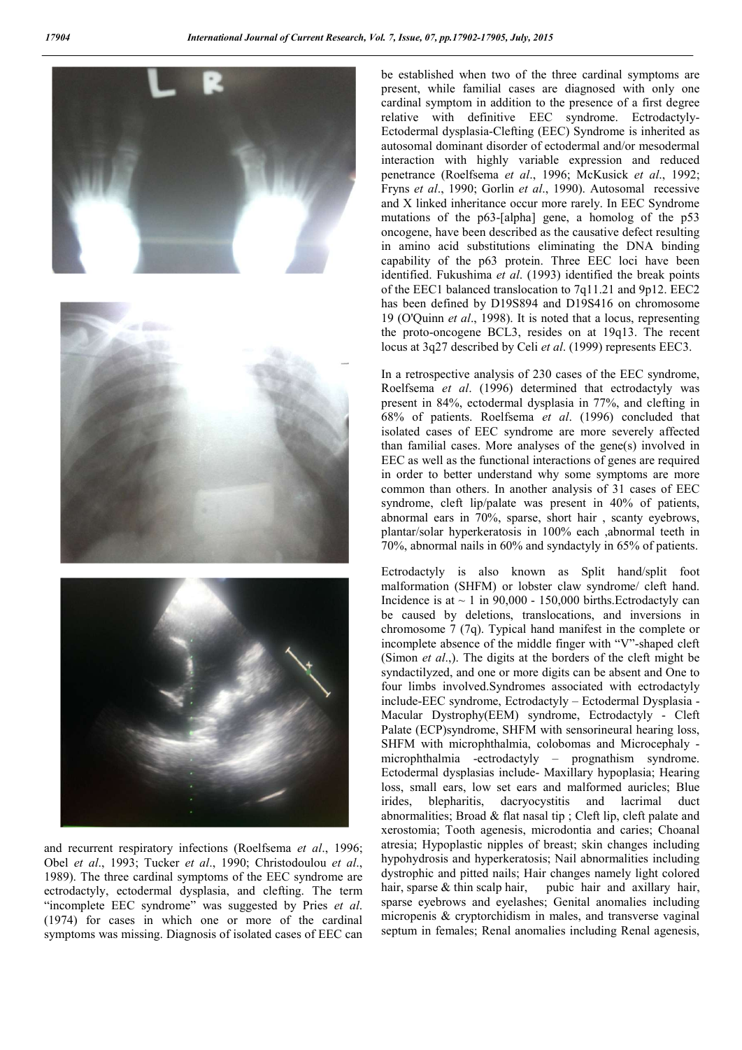and recurrent respiratory infections (Roelfsema *et al*., 1996; Obel *et al*., 1993; Tucker *et al*., 1990; Christodoulou *et al*., 1989). The three cardinal symptoms of the EEC syndrome are ectrodactyly, ectodermal dysplasia, and clefting. The term "incomplete EEC syndrome" was suggested by Pries *et al*. (1974) for cases in which one or more of the cardinal symptoms was missing. Diagnosis of isolated cases of EEC can be established when two of the three cardinal symptoms are present, while familial cases are diagnosed with only one cardinal symptom in addition to the presence of a first degree relative with definitive EEC syndrome. Ectrodactyly-Ectodermal dysplasia-Clefting (EEC) Syndrome is inherited as autosomal dominant disorder of ectodermal and/or mesodermal interaction with highly variable expression and reduced penetrance (Roelfsema *et al*., 1996; McKusick *et al*., 1992; Fryns *et al*., 1990; Gorlin *et al*., 1990). Autosomal recessive and X linked inheritance occur more rarely. In EEC Syndrome mutations of the p63-[alpha] gene, a homolog of the p53 oncogene, have been described as the causative defect resulting in amino acid substitutions eliminating the DNA binding capability of the p63 protein. Three EEC loci have been identified. Fukushima *et al*. (1993) identified the break points of the EEC1 balanced translocation to 7q11.21 and 9p12. EEC2 has been defined by D19S894 and D19S416 on chromosome 19 (O'Quinn *et al*., 1998). It is noted that a locus, representing the proto-oncogene BCL3, resides on at 19q13. The recent locus at 3q27 described by Celi *et al*. (1999) represents EEC3.

In a retrospective analysis of 230 cases of the EEC syndrome, Roelfsema *et al*. (1996) determined that ectrodactyly was present in 84%, ectodermal dysplasia in 77%, and clefting in 68% of patients. Roelfsema *et al*. (1996) concluded that isolated cases of EEC syndrome are more severely affected than familial cases. More analyses of the gene(s) involved in EEC as well as the functional interactions of genes are required in order to better understand why some symptoms are more common than others. In another analysis of 31 cases of EEC syndrome, cleft lip/palate was present in 40% of patients, abnormal ears in 70%, sparse, short hair , scanty eyebrows, plantar/solar hyperkeratosis in 100% each ,abnormal teeth in 70%, abnormal nails in 60% and syndactyly in 65% of patients.

Ectrodactyly is also known as Split hand/split foot malformation (SHFM) or lobster claw syndrome/ cleft hand. Incidence is at ~ 1 in 90,000 - 150,000 births.Ectrodactyly can be caused by deletions, translocations, and inversions in chromosome 7 (7q). Typical hand manifest in the complete or incomplete absence of the middle finger with "V"-shaped cleft (Simon *et al*.,). The digits at the borders of the cleft might be syndactilyzed, and one or more digits can be absent and One to four limbs involved.Syndromes associated with ectrodactyly include-EEC syndrome, Ectrodactyly – Ectodermal Dysplasia - Macular Dystrophy(EEM) syndrome, Ectrodactyly - Cleft Palate (ECP)syndrome, SHFM with sensorineural hearing loss, SHFM with microphthalmia, colobomas and Microcephaly - microphthalmia -ectrodactyly – prognathism syndrome. Ectodermal dysplasias include- Maxillary hypoplasia; Hearing loss, small ears, low set ears and malformed auricles; Blue irides, blepharitis, dacryocystitis and lacrimal duct abnormalities; Broad & flat nasal tip ; Cleft lip, cleft palate and xerostomia; Tooth agenesis, microdontia and caries; Choanal atresia; Hypoplastic nipples of breast; skin changes including hypohydrosis and hyperkeratosis; Nail abnormalities including dystrophic and pitted nails; Hair changes namely light colored hair, sparse & thin scalp hair, pubic hair and axillary hair, sparse eyebrows and eyelashes; Genital anomalies including micropenis & cryptorchidism in males, and transverse vaginal septum in females; Renal anomalies including Renal agenesis,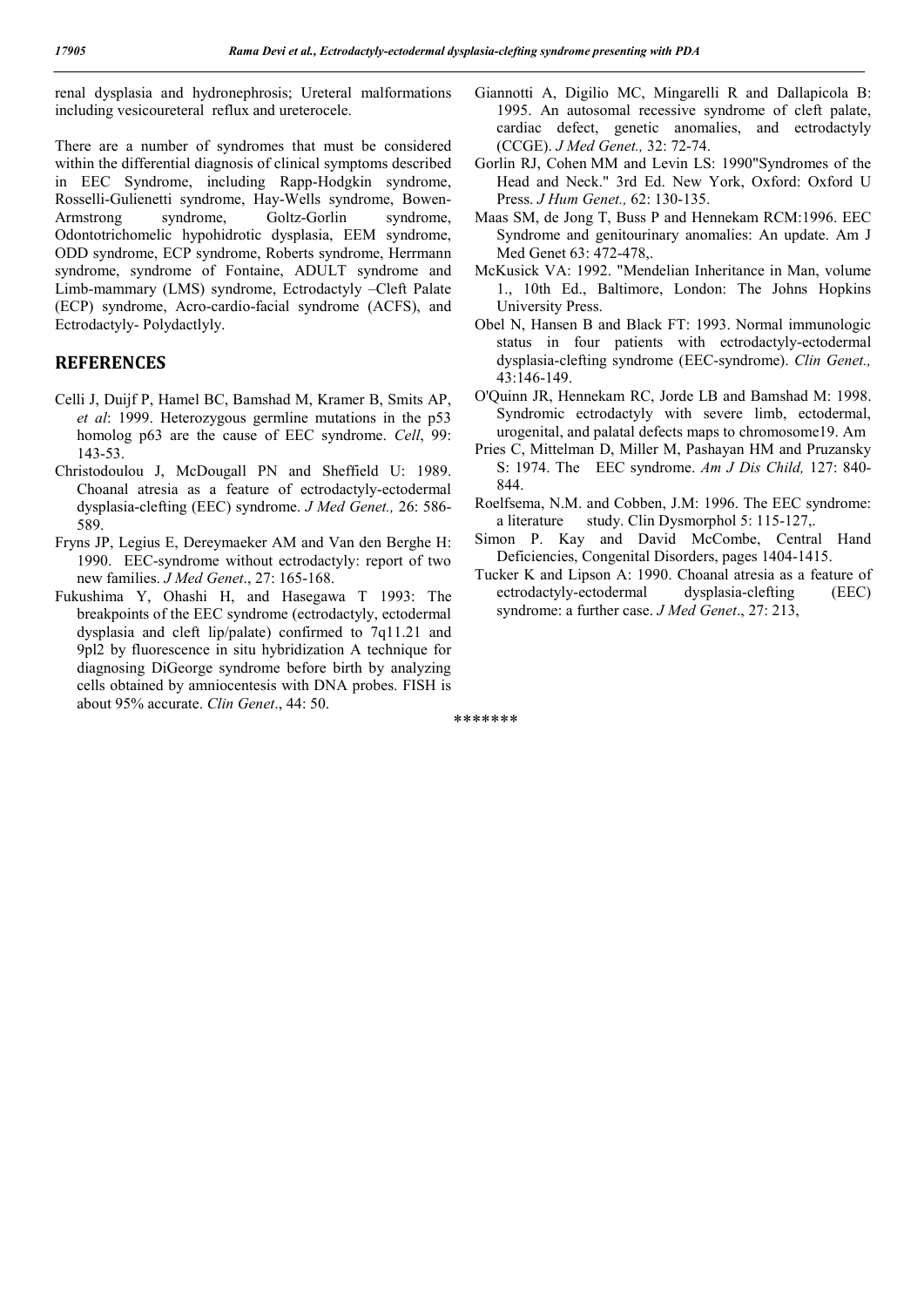renal dysplasia and hydronephrosis; Ureteral malformations including vesicoureteral reflux and ureterocele.

There are a number of syndromes that must be considered within the differential diagnosis of clinical symptoms described in EEC Syndrome, including Rapp-Hodgkin syndrome, Rosselli-Gulienetti syndrome, Hay-Wells syndrome, Bowen-Armstrong syndrome, Goltz-Gorlin syndrome, Odontotrichomelic hypohidrotic dysplasia, EEM syndrome, ODD syndrome, ECP syndrome, Roberts syndrome, Herrmann syndrome, syndrome of Fontaine, ADULT syndrome and Limb-mammary (LMS) syndrome, Ectrodactyly –Cleft Palate (ECP) syndrome, Acro-cardio-facial syndrome (ACFS), and Ectrodactyly- Polydactlyly.

## REFERENCES

Celli J, Duijf P, Hamel BC, Bamshad M, Kramer B, Smits AP, *et al*: 1999. Heterozygous germline mutations in the p53 homolog p63 are the cause of EEC syndrome. *Cell*, 99: 143-53.

Christodoulou J, McDougall PN and Sheffield U: 1989. Choanal atresia as a feature of ectrodactyly-ectodermal dysplasia-clefting (EEC) syndrome. *J Med Genet.,* 26: 586-589.

Fryns JP, Legius E, Dereymaeker AM and Van den Berghe H: 1990. EEC-syndrome without ectrodactyly: report of two new families. *J Med Genet*., 27: 165-168.

Fukushima Y, Ohashi H, and Hasegawa T 1993: The breakpoints of the EEC syndrome (ectrodactyly, ectodermal dysplasia and cleft lip/palate) confirmed to 7q11.21 and 9pl2 by fluorescence in situ hybridization A technique for diagnosing DiGeorge syndrome before birth by analyzing cells obtained by amniocentesis with DNA probes. FISH is about 95% accurate. *Clin Genet*., 44: 50.

Giannotti A, Digilio MC, Mingarelli R and Dallapicola B: 1995. An autosomal recessive syndrome of cleft palate, cardiac defect, genetic anomalies, and ectrodactyly (CCGE). *J Med Genet.,* 32: 72-74.

Gorlin RJ, Cohen MM and Levin LS: 1990"Syndromes of the Head and Neck." 3rd Ed. New York, Oxford: Oxford U Press. *J Hum Genet.,* 62: 130-135.

Maas SM, de Jong T, Buss P and Hennekam RCM:1996. EEC Syndrome and genitourinary anomalies: An update. Am J Med Genet 63: 472-478,.

McKusick VA: 1992. "Mendelian Inheritance in Man, volume 1., 10th Ed., Baltimore, London: The Johns Hopkins University Press.

Obel N, Hansen B and Black FT: 1993. Normal immunologic status in four patients with ectrodactyly-ectodermal dysplasia-clefting syndrome (EEC-syndrome). *Clin Genet.,* 43:146-149.

O'Quinn JR, Hennekam RC, Jorde LB and Bamshad M: 1998. Syndromic ectrodactyly with severe limb, ectodermal, urogenital, and palatal defects maps to chromosome19. Am

Pries C, Mittelman D, Miller M, Pashayan HM and Pruzansky S: 1974. The EEC syndrome. *Am J Dis Child,* 127: 840-844.

Roelfsema, N.M. and Cobben, J.M: 1996. The EEC syndrome: a literature study. Clin Dysmorphol 5: 115-127,.

Simon P. Kay and David McCombe, Central Hand Deficiencies, Congenital Disorders, pages 1404-1415.

Tucker K and Lipson A: 1990. Choanal atresia as a feature of ectrodactyly-ectodermal dysplasia-clefting (EEC) syndrome: a further case. *J Med Genet*., 27: 213,

*******